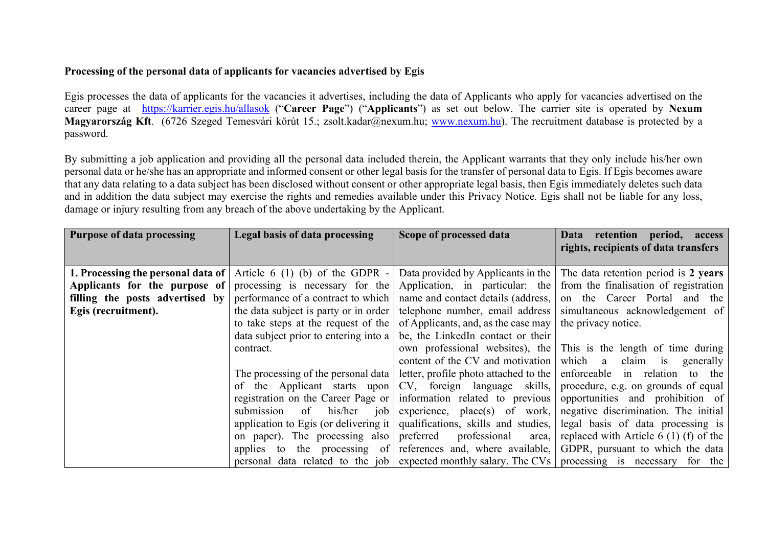**Processing of the personal data of applicants for vacancies advertised by Egis**

Egis processes the data of applicants for the vacancies it advertises, including the data of Applicants who apply for vacancies advertised on the career page at https://karrier.egis.hu/allasok ("**Career Page**") ("**Applicants**") as set out below. The carrier site is operated by **Nexum Magyarország Kft**. (6726 Szeged Temesvári körút 15.; zsolt.kadar@nexum.hu; www.nexum.hu). The recruitment database is protected by a password.

By submitting a job application and providing all the personal data included therein, the Applicant warrants that they only include his/her own personal data or he/she has an appropriate and informed consent or other legal basis for the transfer of personal data to Egis. If Egis becomes aware that any data relating to a data subject has been disclosed without consent or other appropriate legal basis, then Egis immediately deletes such data and in addition the data subject may exercise the rights and remedies available under this Privacy Notice. Egis shall not be liable for any loss, damage or injury resulting from any breach of the above undertaking by the Applicant.

| Purpose of data processing | Legal basis of data processing | Scope of processed data | Data retention period, access rights, recipients of data transfers |
|---|---|---|---|
| **1. Processing the personal data of Applicants for the purpose of filling the posts advertised by Egis (recruitment).** | Article 6 (1) (b) of the GDPR - processing is necessary for the performance of a contract to which the data subject is party or in order to take steps at the request of the data subject prior to entering into a contract.<br><br>The processing of the personal data of the Applicant starts upon registration on the Career Page or submission of his/her job application to Egis (or delivering it on paper). The processing also applies to the processing of personal data related to the job | Data provided by Applicants in the Application, in particular: the name and contact details (address, telephone number, email address of Applicants, and, as the case may be, the LinkedIn contact or their own professional websites), the content of the CV and motivation letter, profile photo attached to the CV, foreign language skills, information related to previous experience, place(s) of work, qualifications, skills and studies, preferred professional area, references and, where available, expected monthly salary. The CVs | The data retention period is **2 years** from the finalisation of registration on the Career Portal and the simultaneous acknowledgement of the privacy notice.<br><br>This is the length of time during which a claim is generally enforceable in relation to the procedure, e.g. on grounds of equal opportunities and prohibition of negative discrimination. The initial legal basis of data processing is replaced with Article 6 (1) (f) of the GDPR, pursuant to which the data processing is necessary for the |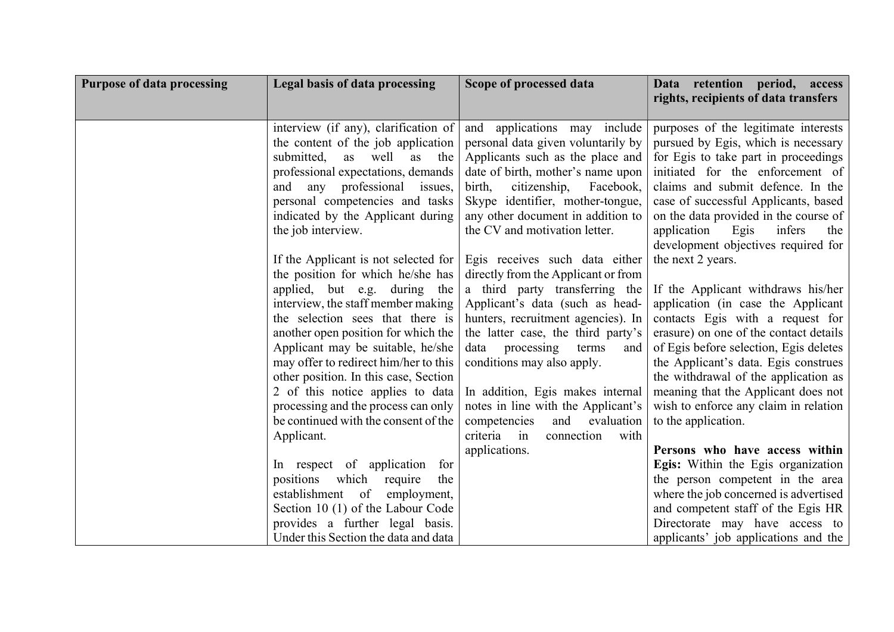| Purpose of data processing | Legal basis of data processing | Scope of processed data | Data retention period, access rights, recipients of data transfers |
| --- | --- | --- | --- |
| | interview (if any), clarification of the content of the job application submitted, as well as the professional expectations, demands and any professional issues, personal competencies and tasks indicated by the Applicant during the job interview.<br><br>If the Applicant is not selected for the position for which he/she has applied, but e.g. during the interview, the staff member making the selection sees that there is another open position for which the Applicant may be suitable, he/she may offer to redirect him/her to this other position. In this case, Section 2 of this notice applies to data processing and the process can only be continued with the consent of the Applicant.<br><br>In respect of application for positions which require the establishment of employment, Section 10 (1) of the Labour Code provides a further legal basis. Under this Section the data and data | and applications may include personal data given voluntarily by Applicants such as the place and date of birth, mother's name upon birth, citizenship, Facebook, Skype identifier, mother-tongue, any other document in addition to the CV and motivation letter.<br><br>Egis receives such data either directly from the Applicant or from a third party transferring the Applicant's data (such as head-hunters, recruitment agencies). In the latter case, the third party's data processing terms and conditions may also apply.<br><br>In addition, Egis makes internal notes in line with the Applicant's competencies and evaluation criteria in connection with applications. | purposes of the legitimate interests pursued by Egis, which is necessary for Egis to take part in proceedings initiated for the enforcement of claims and submit defence. In the case of successful Applicants, based on the data provided in the course of application Egis infers the development objectives required for the next 2 years.<br><br>If the Applicant withdraws his/her application (in case the Applicant contacts Egis with a request for erasure) on one of the contact details of Egis before selection, Egis deletes the Applicant's data. Egis construes the withdrawal of the application as meaning that the Applicant does not wish to enforce any claim in relation to the application.<br><br>**Persons who have access within Egis:** Within the Egis organization the person competent in the area where the job concerned is advertised and competent staff of the Egis HR Directorate may have access to applicants' job applications and the |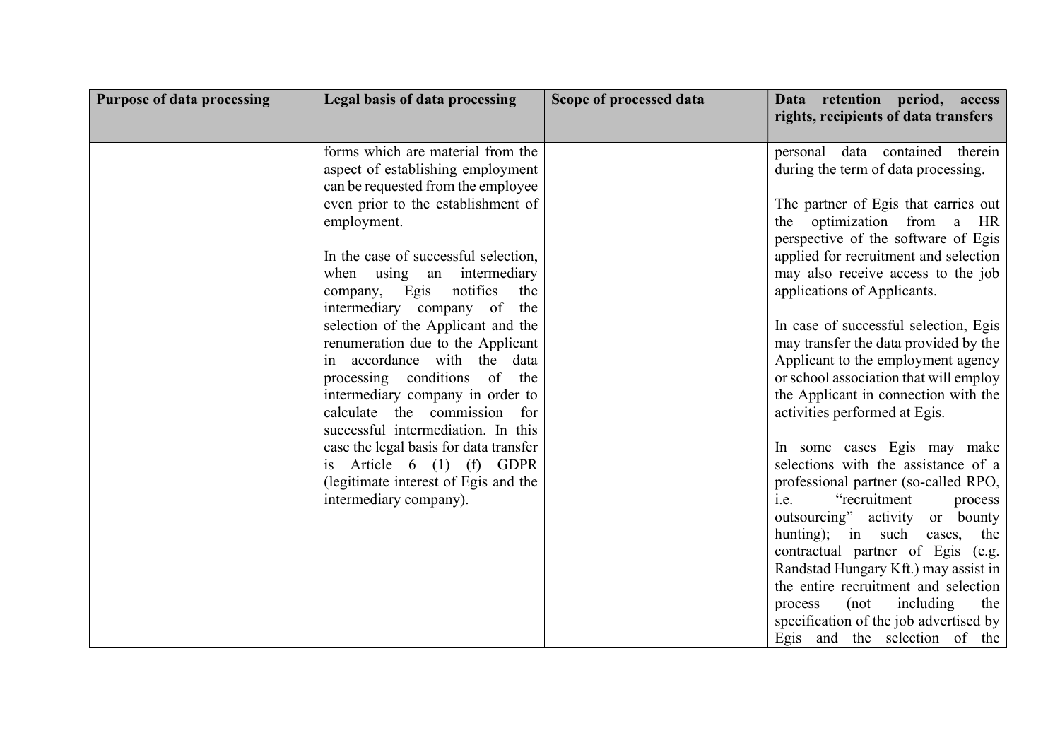| Purpose of data processing | Legal basis of data processing | Scope of processed data | Data retention period, access rights, recipients of data transfers |
|---|---|---|---|
| | forms which are material from the aspect of establishing employment can be requested from the employee even prior to the establishment of employment.<br><br>In the case of successful selection, when using an intermediary company, Egis notifies the intermediary company of the selection of the Applicant and the renumeration due to the Applicant in accordance with the data processing conditions of the intermediary company in order to calculate the commission for successful intermediation. In this case the legal basis for data transfer is Article 6 (1) (f) GDPR (legitimate interest of Egis and the intermediary company). | | personal data contained therein during the term of data processing.<br><br>The partner of Egis that carries out the optimization from a HR perspective of the software of Egis applied for recruitment and selection may also receive access to the job applications of Applicants.<br><br>In case of successful selection, Egis may transfer the data provided by the Applicant to the employment agency or school association that will employ the Applicant in connection with the activities performed at Egis.<br><br>In some cases Egis may make selections with the assistance of a professional partner (so-called RPO, i.e. "recruitment process outsourcing" activity or bounty hunting); in such cases, the contractual partner of Egis (e.g. Randstad Hungary Kft.) may assist in the entire recruitment and selection process (not including the specification of the job advertised by Egis and the selection of the |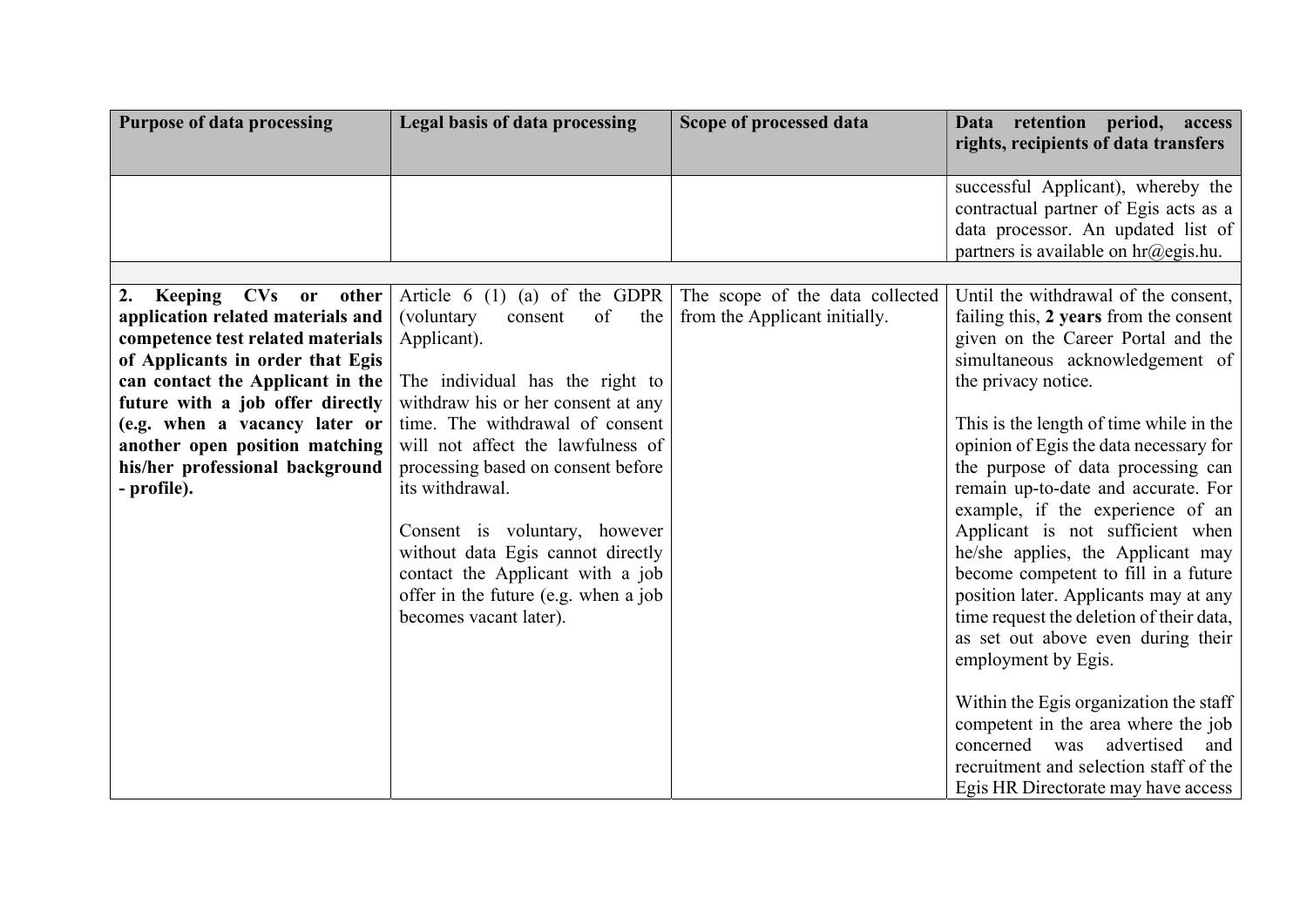| Purpose of data processing | Legal basis of data processing | Scope of processed data | Data retention period, access rights, recipients of data transfers |
|---|---|---|---|
| | | | successful Applicant), whereby the contractual partner of Egis acts as a data processor. An updated list of partners is available on hr@egis.hu. |
| | | | |
| **2. Keeping CVs or other application related materials and competence test related materials of Applicants in order that Egis can contact the Applicant in the future with a job offer directly (e.g. when a vacancy later or another open position matching his/her professional background - profile).** | Article 6 (1) (a) of the GDPR (voluntary consent of the Applicant).<br><br>The individual has the right to withdraw his or her consent at any time. The withdrawal of consent will not affect the lawfulness of processing based on consent before its withdrawal.<br><br>Consent is voluntary, however without data Egis cannot directly contact the Applicant with a job offer in the future (e.g. when a job becomes vacant later). | The scope of the data collected from the Applicant initially. | Until the withdrawal of the consent, failing this, **2 years** from the consent given on the Career Portal and the simultaneous acknowledgement of the privacy notice.<br><br>This is the length of time while in the opinion of Egis the data necessary for the purpose of data processing can remain up-to-date and accurate. For example, if the experience of an Applicant is not sufficient when he/she applies, the Applicant may become competent to fill in a future position later. Applicants may at any time request the deletion of their data, as set out above even during their employment by Egis.<br><br>Within the Egis organization the staff competent in the area where the job concerned was advertised and recruitment and selection staff of the Egis HR Directorate may have access |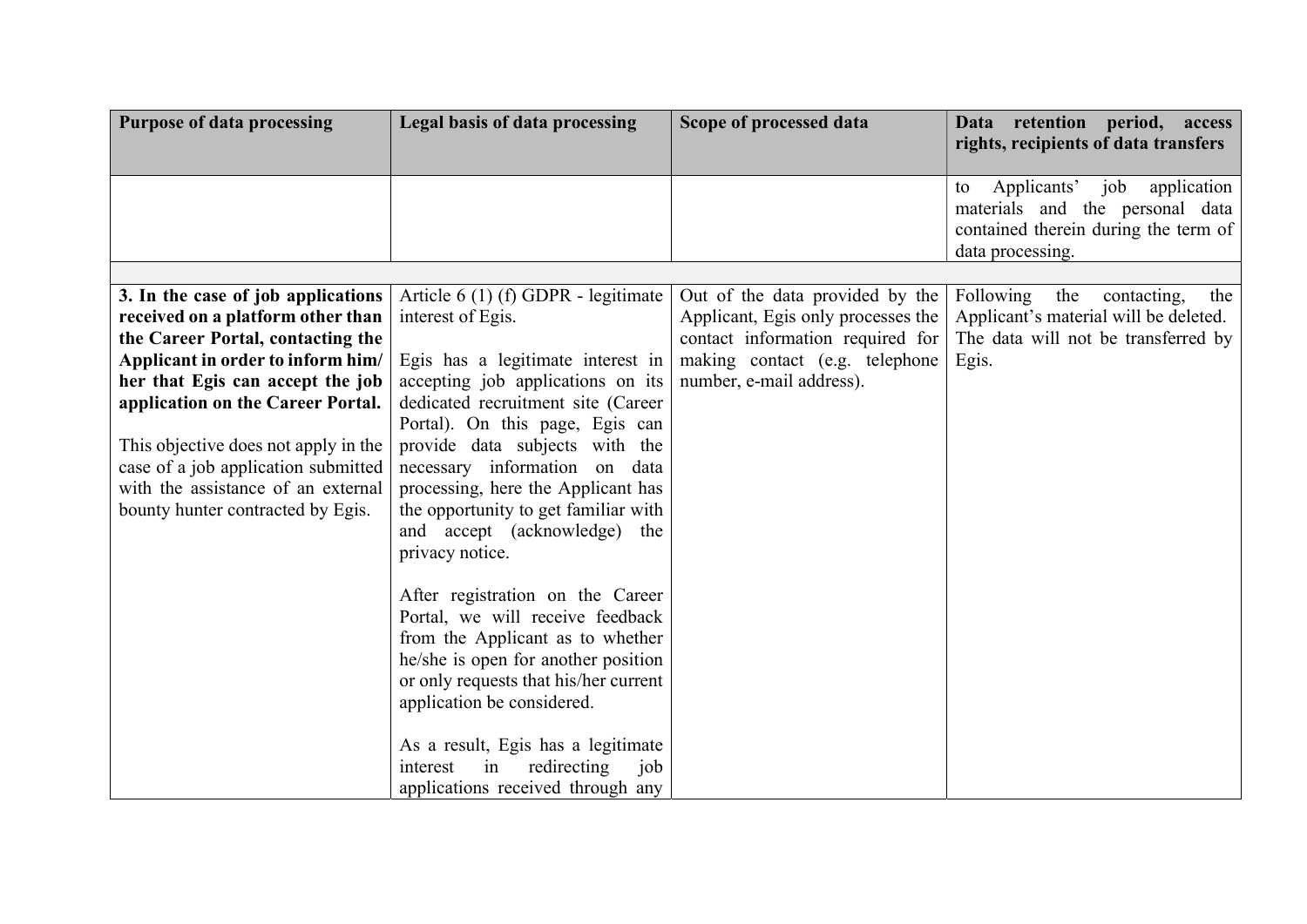| Purpose of data processing | Legal basis of data processing | Scope of processed data | Data retention period, access rights, recipients of data transfers |
|---|---|---|---|
| | | | to Applicants' job application materials and the personal data contained therein during the term of data processing. |
| | | | |
| **3. In the case of job applications received on a platform other than the Career Portal, contacting the Applicant in order to inform him/ her that Egis can accept the job application on the Career Portal.**<br><br>This objective does not apply in the case of a job application submitted with the assistance of an external bounty hunter contracted by Egis. | Article 6 (1) (f) GDPR - legitimate interest of Egis.<br><br>Egis has a legitimate interest in accepting job applications on its dedicated recruitment site (Career Portal). On this page, Egis can provide data subjects with the necessary information on data processing, here the Applicant has the opportunity to get familiar with and accept (acknowledge) the privacy notice.<br><br>After registration on the Career Portal, we will receive feedback from the Applicant as to whether he/she is open for another position or only requests that his/her current application be considered.<br><br>As a result, Egis has a legitimate interest in redirecting job applications received through any | Out of the data provided by the Applicant, Egis only processes the contact information required for making contact (e.g. telephone number, e-mail address). | Following the contacting, the Applicant's material will be deleted. The data will not be transferred by Egis. |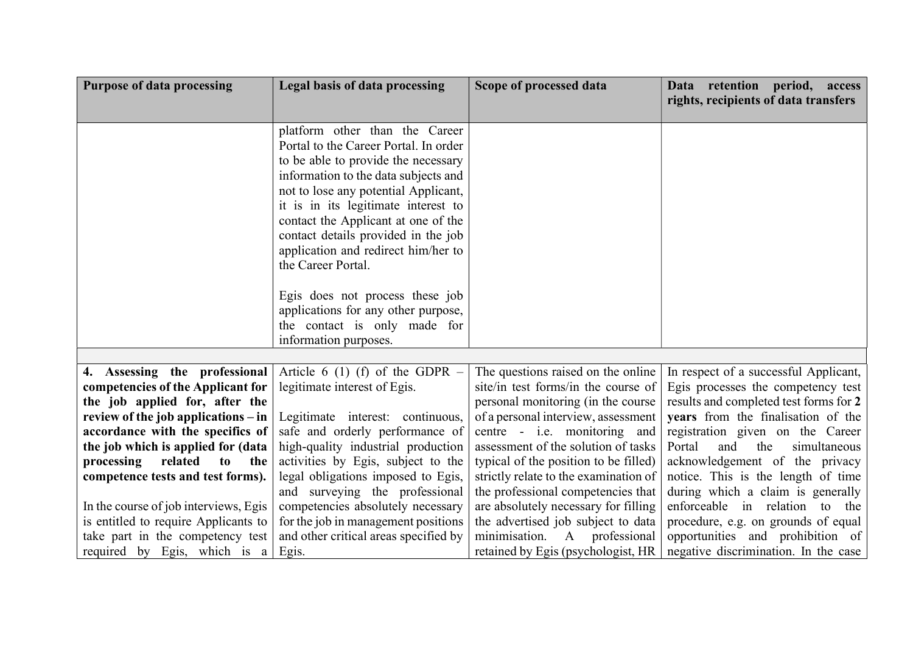| Purpose of data processing | Legal basis of data processing | Scope of processed data | Data retention period, access rights, recipients of data transfers |
|---|---|---|---|
| | platform other than the Career Portal to the Career Portal. In order to be able to provide the necessary information to the data subjects and not to lose any potential Applicant, it is in its legitimate interest to contact the Applicant at one of the contact details provided in the job application and redirect him/her to the Career Portal.<br><br>Egis does not process these job applications for any other purpose, the contact is only made for information purposes. | | |
| | | | |
| **4. Assessing the professional competencies of the Applicant for the job applied for, after the review of the job applications – in accordance with the specifics of the job which is applied for (data processing related to the competence tests and test forms).**<br><br>In the course of job interviews, Egis is entitled to require Applicants to take part in the competency test required by Egis, which is a | Article 6 (1) (f) of the GDPR – legitimate interest of Egis.<br><br>Legitimate interest: continuous, safe and orderly performance of high-quality industrial production activities by Egis, subject to the legal obligations imposed to Egis, and surveying the professional competencies absolutely necessary for the job in management positions and other critical areas specified by Egis. | The questions raised on the online site/in test forms/in the course of personal monitoring (in the course of a personal interview, assessment centre - i.e. monitoring and assessment of the solution of tasks typical of the position to be filled) strictly relate to the examination of the professional competencies that are absolutely necessary for filling the advertised job subject to data minimisation. A professional retained by Egis (psychologist, HR | In respect of a successful Applicant, Egis processes the competency test results and completed test forms for **2 years** from the finalisation of the registration given on the Career Portal and the simultaneous acknowledgement of the privacy notice. This is the length of time during which a claim is generally enforceable in relation to the procedure, e.g. on grounds of equal opportunities and prohibition of negative discrimination. In the case |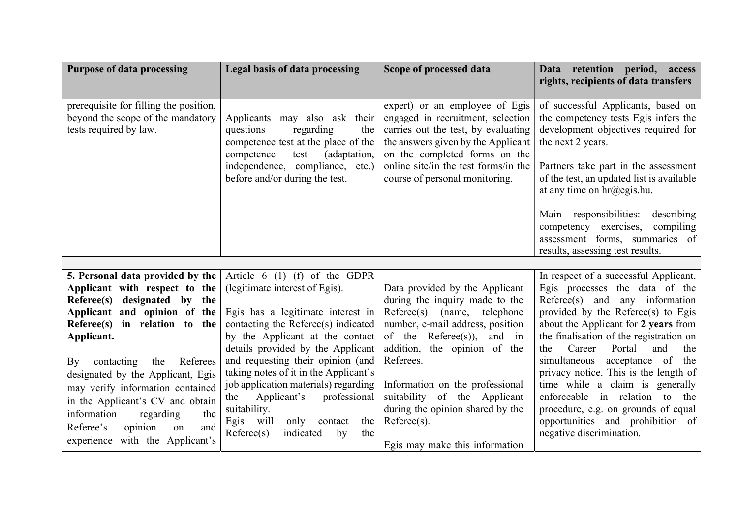| Purpose of data processing | Legal basis of data processing | Scope of processed data | Data retention period, access rights, recipients of data transfers |
|---|---|---|---|
| prerequisite for filling the position, beyond the scope of the mandatory tests required by law. | Applicants may also ask their questions regarding the competence test at the place of the competence test (adaptation, independence, compliance, etc.) before and/or during the test. | expert) or an employee of Egis engaged in recruitment, selection carries out the test, by evaluating the answers given by the Applicant on the completed forms on the online site/in the test forms/in the course of personal monitoring. | of successful Applicants, based on the competency tests Egis infers the development objectives required for the next 2 years.<br><br>Partners take part in the assessment of the test, an updated list is available at any time on hr@egis.hu.<br><br>Main responsibilities: describing competency exercises, compiling assessment forms, summaries of results, assessing test results. |
| | | | |
| **5. Personal data provided by the Applicant with respect to the Referee(s) designated by the Applicant and opinion of the Referee(s) in relation to the Applicant.**<br><br>By contacting the Referees designated by the Applicant, Egis may verify information contained in the Applicant's CV and obtain information regarding the Referee's opinion on and experience with the Applicant's | Article 6 (1) (f) of the GDPR (legitimate interest of Egis).<br><br>Egis has a legitimate interest in contacting the Referee(s) indicated by the Applicant at the contact details provided by the Applicant and requesting their opinion (and taking notes of it in the Applicant's job application materials) regarding the Applicant's professional suitability.<br>Egis will only contact the Referee(s) indicated by the | Data provided by the Applicant during the inquiry made to the Referee(s) (name, telephone number, e-mail address, position of the Referee(s)), and in addition, the opinion of the Referees.<br><br>Information on the professional suitability of the Applicant during the opinion shared by the Referee(s).<br><br>Egis may make this information | In respect of a successful Applicant, Egis processes the data of the Referee(s) and any information provided by the Referee(s) to Egis about the Applicant for **2 years** from the finalisation of the registration on the Career Portal and the simultaneous acceptance of the privacy notice. This is the length of time while a claim is generally enforceable in relation to the procedure, e.g. on grounds of equal opportunities and prohibition of negative discrimination. |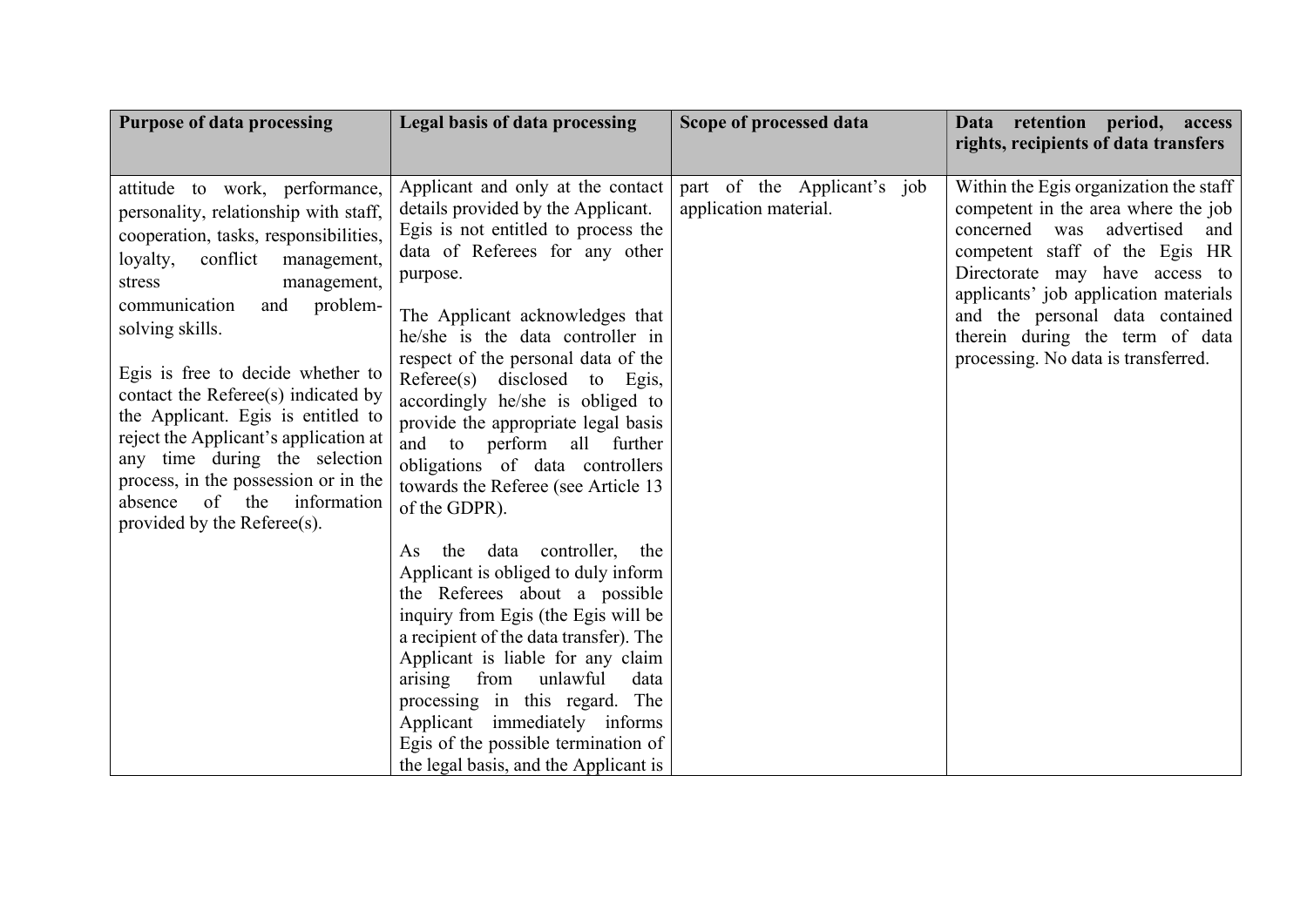| Purpose of data processing | Legal basis of data processing | Scope of processed data | Data retention period, access rights, recipients of data transfers |
|---|---|---|---|
| attitude to work, performance, personality, relationship with staff, cooperation, tasks, responsibilities, loyalty, conflict management, stress management, communication and problem-solving skills.<br><br>Egis is free to decide whether to contact the Referee(s) indicated by the Applicant. Egis is entitled to reject the Applicant's application at any time during the selection process, in the possession or in the absence of the information provided by the Referee(s). | Applicant and only at the contact details provided by the Applicant. Egis is not entitled to process the data of Referees for any other purpose.<br><br>The Applicant acknowledges that he/she is the data controller in respect of the personal data of the Referee(s) disclosed to Egis, accordingly he/she is obliged to provide the appropriate legal basis and to perform all further obligations of data controllers towards the Referee (see Article 13 of the GDPR).<br><br>As the data controller, the Applicant is obliged to duly inform the Referees about a possible inquiry from Egis (the Egis will be a recipient of the data transfer). The Applicant is liable for any claim arising from unlawful data processing in this regard. The Applicant immediately informs Egis of the possible termination of the legal basis, and the Applicant is | part of the Applicant's job application material. | Within the Egis organization the staff competent in the area where the job concerned was advertised and competent staff of the Egis HR Directorate may have access to applicants' job application materials and the personal data contained therein during the term of data processing. No data is transferred. |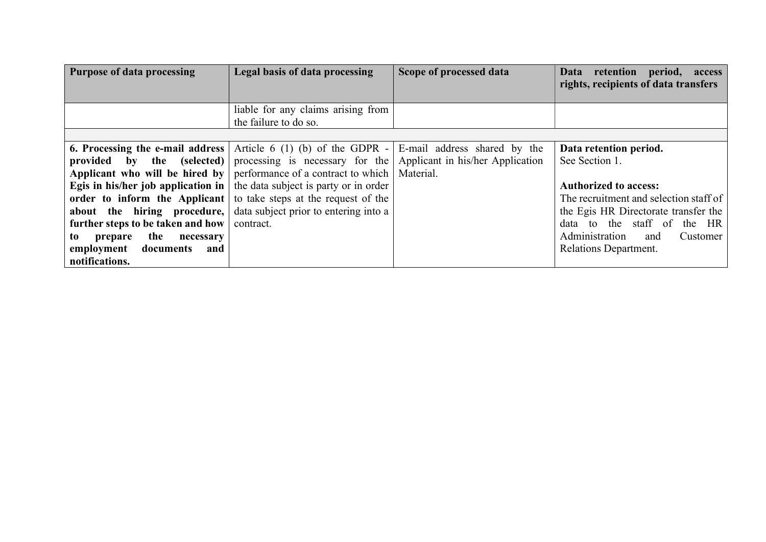| Purpose of data processing | Legal basis of data processing | Scope of processed data | Data retention period, access rights, recipients of data transfers |
|---|---|---|---|
| | liable for any claims arising from the failure to do so. | | |
| | | | |
| **6. Processing the e-mail address provided by the (selected) Applicant who will be hired by Egis in his/her job application in order to inform the Applicant about the hiring procedure, further steps to be taken and how to prepare the necessary employment documents and notifications.** | Article 6 (1) (b) of the GDPR - processing is necessary for the performance of a contract to which the data subject is party or in order to take steps at the request of the data subject prior to entering into a contract. | E-mail address shared by the Applicant in his/her Application Material. | **Data retention period.** See Section 1. <br><br> **Authorized to access:** The recruitment and selection staff of the Egis HR Directorate transfer the data to the staff of the HR Administration and Customer Relations Department. |